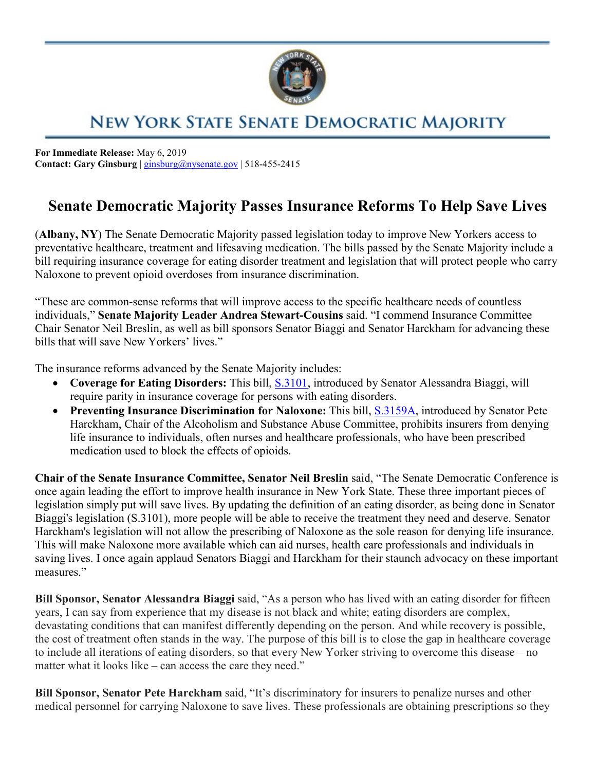# NEW YORK STATE SENATE DEMOCRATIC MAJORITY

**For Immediate Release:** May 6, 2019
**Contact: Gary Ginsburg** | ginsburg@nysenate.gov | 518-455-2415

## Senate Democratic Majority Passes Insurance Reforms To Help Save Lives

(**Albany, NY**) The Senate Democratic Majority passed legislation today to improve New Yorkers access to preventative healthcare, treatment and lifesaving medication. The bills passed by the Senate Majority include a bill requiring insurance coverage for eating disorder treatment and legislation that will protect people who carry Naloxone to prevent opioid overdoses from insurance discrimination.

"These are common-sense reforms that will improve access to the specific healthcare needs of countless individuals," **Senate Majority Leader Andrea Stewart-Cousins** said. "I commend Insurance Committee Chair Senator Neil Breslin, as well as bill sponsors Senator Biaggi and Senator Harckham for advancing these bills that will save New Yorkers' lives."

The insurance reforms advanced by the Senate Majority includes:

- **Coverage for Eating Disorders:** This bill, S.3101, introduced by Senator Alessandra Biaggi, will require parity in insurance coverage for persons with eating disorders.
- **Preventing Insurance Discrimination for Naloxone:** This bill, S.3159A, introduced by Senator Pete Harckham, Chair of the Alcoholism and Substance Abuse Committee, prohibits insurers from denying life insurance to individuals, often nurses and healthcare professionals, who have been prescribed medication used to block the effects of opioids.

**Chair of the Senate Insurance Committee, Senator Neil Breslin** said, "The Senate Democratic Conference is once again leading the effort to improve health insurance in New York State. These three important pieces of legislation simply put will save lives. By updating the definition of an eating disorder, as being done in Senator Biaggi's legislation (S.3101), more people will be able to receive the treatment they need and deserve. Senator Harckham's legislation will not allow the prescribing of Naloxone as the sole reason for denying life insurance. This will make Naloxone more available which can aid nurses, health care professionals and individuals in saving lives. I once again applaud Senators Biaggi and Harckham for their staunch advocacy on these important measures."

**Bill Sponsor, Senator Alessandra Biaggi** said, "As a person who has lived with an eating disorder for fifteen years, I can say from experience that my disease is not black and white; eating disorders are complex, devastating conditions that can manifest differently depending on the person. And while recovery is possible, the cost of treatment often stands in the way. The purpose of this bill is to close the gap in healthcare coverage to include all iterations of eating disorders, so that every New Yorker striving to overcome this disease – no matter what it looks like – can access the care they need."

**Bill Sponsor, Senator Pete Harckham** said, "It's discriminatory for insurers to penalize nurses and other medical personnel for carrying Naloxone to save lives. These professionals are obtaining prescriptions so they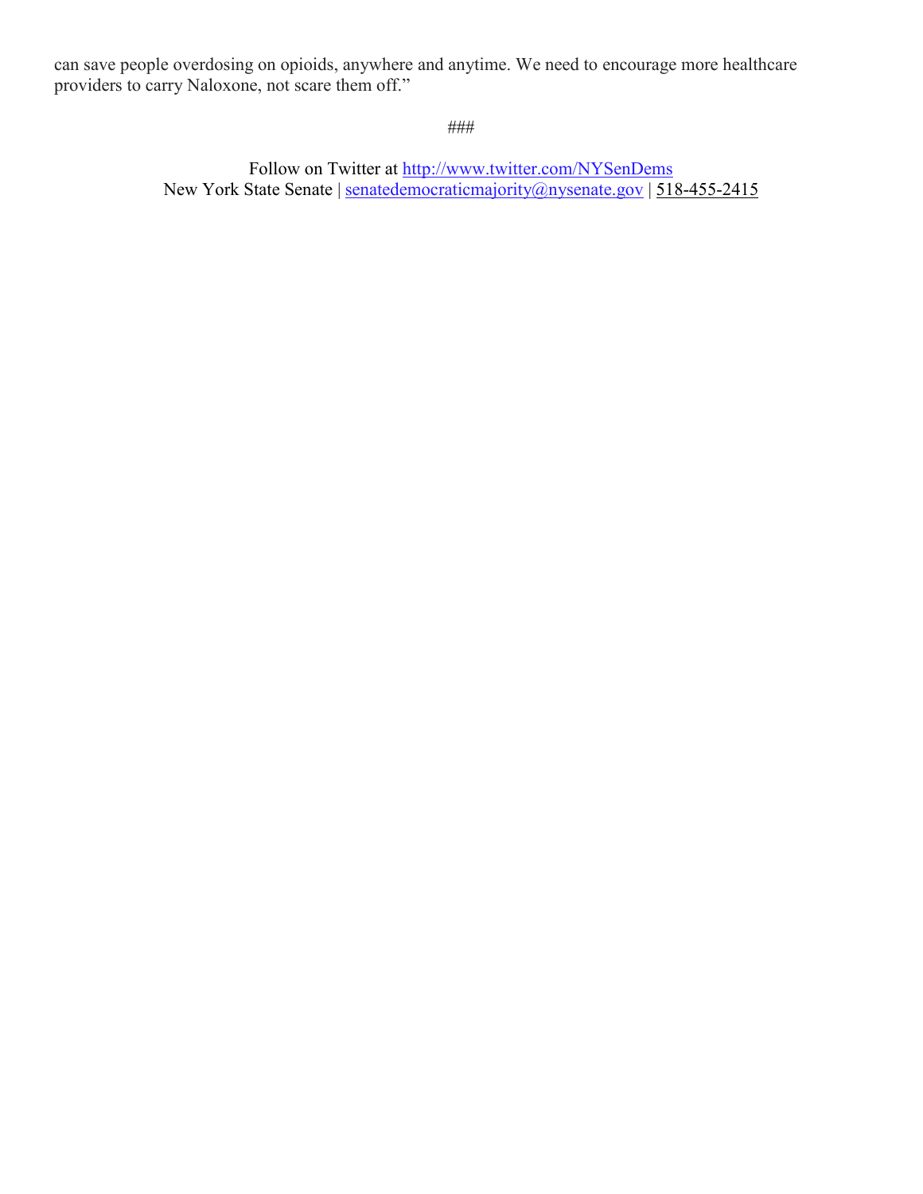can save people overdosing on opioids, anywhere and anytime. We need to encourage more healthcare providers to carry Naloxone, not scare them off."

###

Follow on Twitter at http://www.twitter.com/NYSenDems
New York State Senate | senatedemocraticmajority@nysenate.gov | 518-455-2415